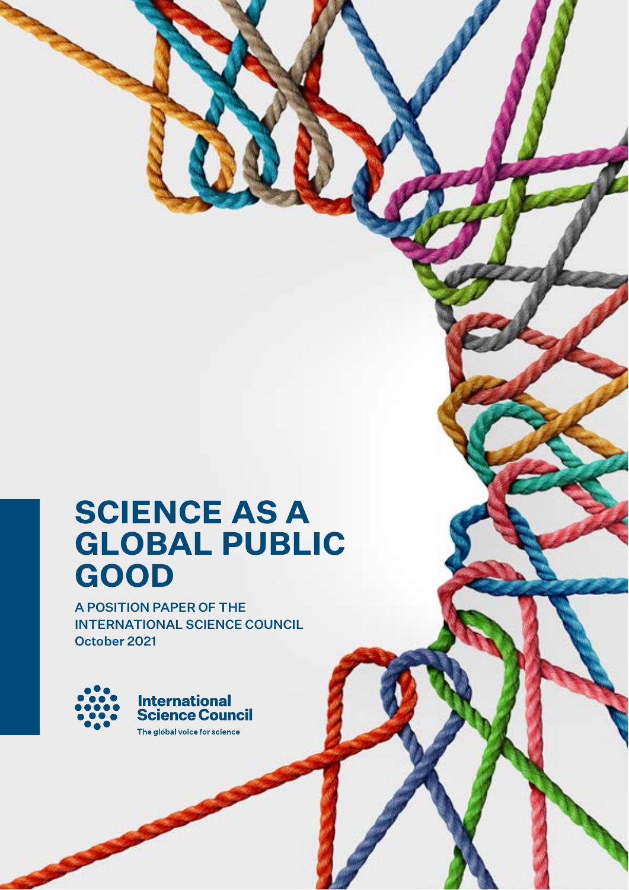# SCIENCE AS A GLOBAL PUBLIC GOOD

A POSITION PAPER OF THE INTERNATIONAL SCIENCE COUNCIL

October 2021

International Science Council

The global voice for science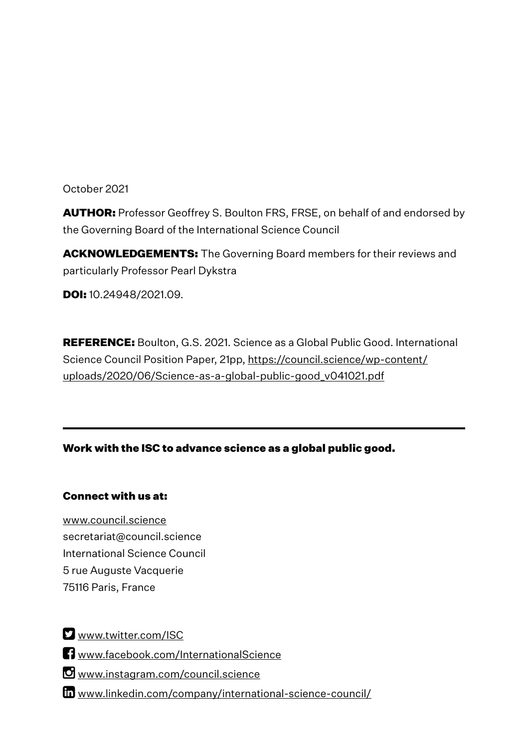October 2021

**AUTHOR:** Professor Geoffrey S. Boulton FRS, FRSE, on behalf of and endorsed by the Governing Board of the International Science Council

**ACKNOWLEDGEMENTS:** The Governing Board members for their reviews and particularly Professor Pearl Dykstra

**DOI:** 10.24948/2021.09.

**REFERENCE:** Boulton, G.S. 2021. Science as a Global Public Good. International Science Council Position Paper, 21pp, https://council.science/wp-content/uploads/2020/06/Science-as-a-global-public-good_v041021.pdf

---

**Work with the ISC to advance science as a global public good.**

**Connect with us at:**

www.council.science
secretariat@council.science
International Science Council
5 rue Auguste Vacquerie
75116 Paris, France

www.twitter.com/ISC

www.facebook.com/InternationalScience

www.instagram.com/council.science

www.linkedin.com/company/international-science-council/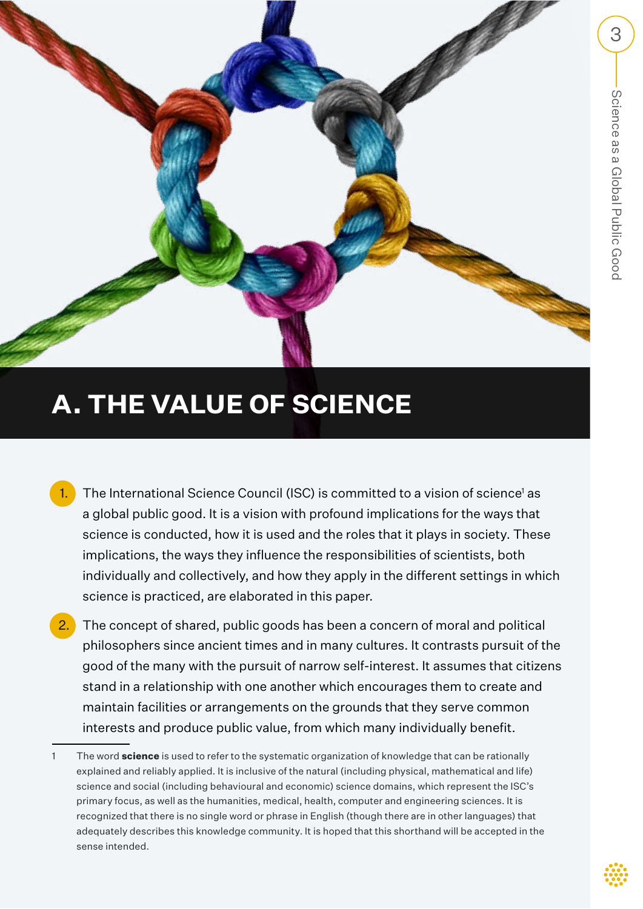# A. THE VALUE OF SCIENCE

1. The International Science Council (ISC) is committed to a vision of science[1] as a global public good. It is a vision with profound implications for the ways that science is conducted, how it is used and the roles that it plays in society. These implications, the ways they influence the responsibilities of scientists, both individually and collectively, and how they apply in the different settings in which science is practiced, are elaborated in this paper.

2. The concept of shared, public goods has been a concern of moral and political philosophers since ancient times and in many cultures. It contrasts pursuit of the good of the many with the pursuit of narrow self-interest. It assumes that citizens stand in a relationship with one another which encourages them to create and maintain facilities or arrangements on the grounds that they serve common interests and produce public value, from which many individually benefit.

---

1 The word **science** is used to refer to the systematic organization of knowledge that can be rationally explained and reliably applied. It is inclusive of the natural (including physical, mathematical and life) science and social (including behavioural and economic) science domains, which represent the ISC's primary focus, as well as the humanities, medical, health, computer and engineering sciences. It is recognized that there is no single word or phrase in English (though there are in other languages) that adequately describes this knowledge community. It is hoped that this shorthand will be accepted in the sense intended.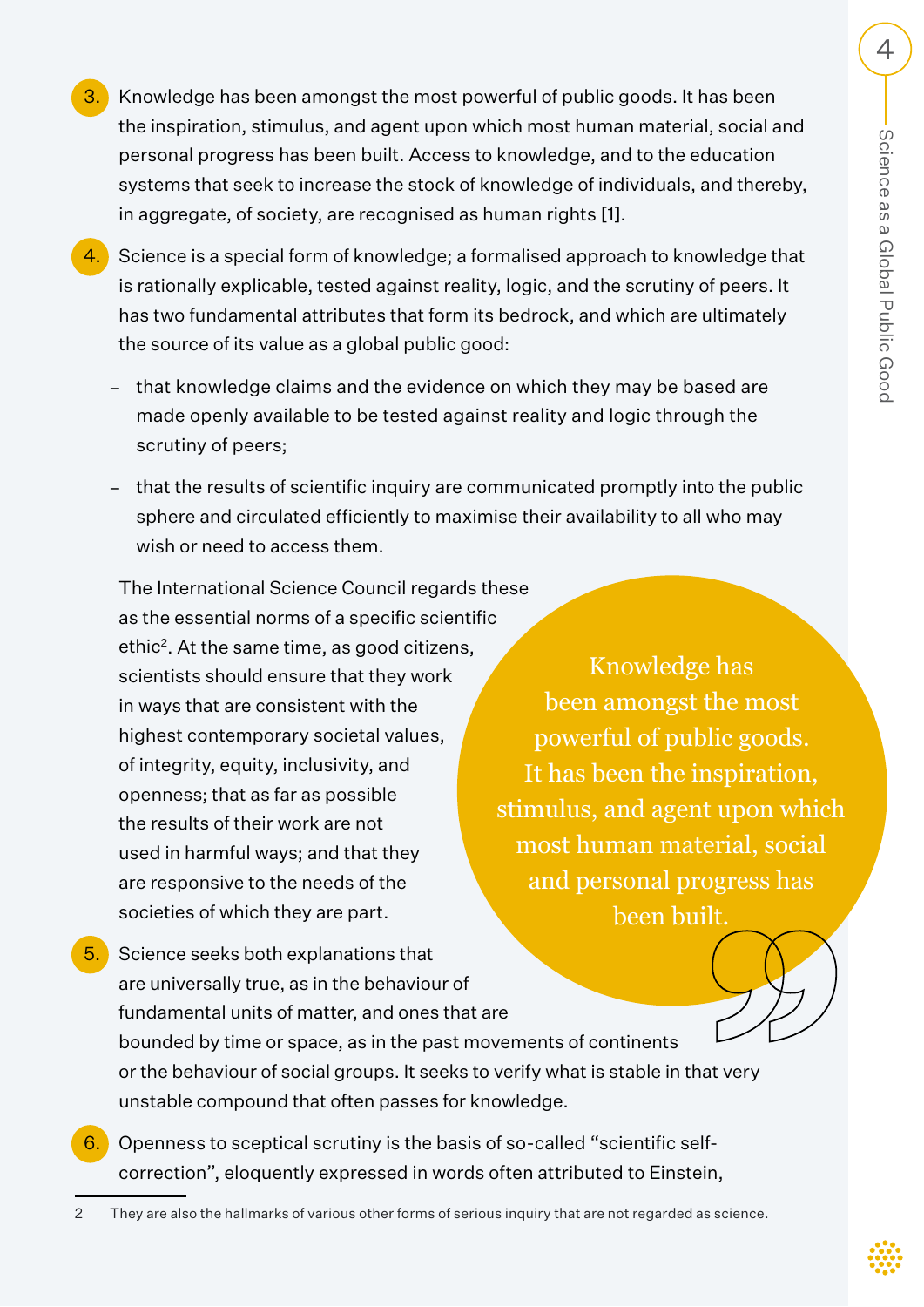3. Knowledge has been amongst the most powerful of public goods. It has been the inspiration, stimulus, and agent upon which most human material, social and personal progress has been built. Access to knowledge, and to the education systems that seek to increase the stock of knowledge of individuals, and thereby, in aggregate, of society, are recognised as human rights [1].

4. Science is a special form of knowledge; a formalised approach to knowledge that is rationally explicable, tested against reality, logic, and the scrutiny of peers. It has two fundamental attributes that form its bedrock, and which are ultimately the source of its value as a global public good:

   - that knowledge claims and the evidence on which they may be based are made openly available to be tested against reality and logic through the scrutiny of peers;
   - that the results of scientific inquiry are communicated promptly into the public sphere and circulated efficiently to maximise their availability to all who may wish or need to access them.

   The International Science Council regards these as the essential norms of a specific scientific ethic[2]. At the same time, as good citizens, scientists should ensure that they work in ways that are consistent with the highest contemporary societal values, of integrity, equity, inclusivity, and openness; that as far as possible the results of their work are not used in harmful ways; and that they are responsive to the needs of the societies of which they are part.

> Knowledge has been amongst the most powerful of public goods. It has been the inspiration, stimulus, and agent upon which most human material, social and personal progress has been built.

5. Science seeks both explanations that are universally true, as in the behaviour of fundamental units of matter, and ones that are bounded by time or space, as in the past movements of continents or the behaviour of social groups. It seeks to verify what is stable in that very unstable compound that often passes for knowledge.

6. Openness to sceptical scrutiny is the basis of so-called "scientific self-correction", eloquently expressed in words often attributed to Einstein,

---

2 They are also the hallmarks of various other forms of serious inquiry that are not regarded as science.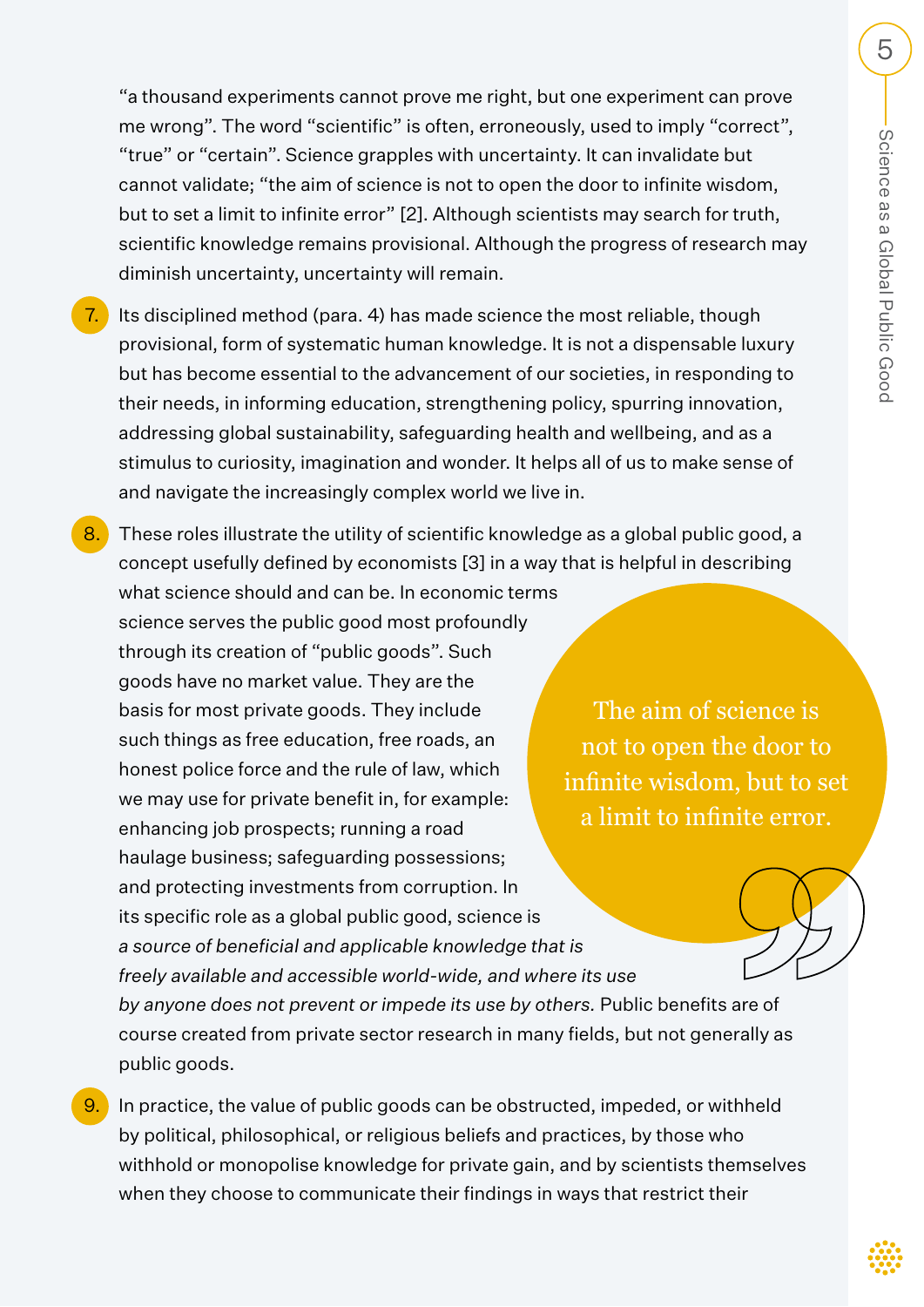"a thousand experiments cannot prove me right, but one experiment can prove me wrong". The word "scientific" is often, erroneously, used to imply "correct", "true" or "certain". Science grapples with uncertainty. It can invalidate but cannot validate; "the aim of science is not to open the door to infinite wisdom, but to set a limit to infinite error" [2]. Although scientists may search for truth, scientific knowledge remains provisional. Although the progress of research may diminish uncertainty, uncertainty will remain.

7. Its disciplined method (para. 4) has made science the most reliable, though provisional, form of systematic human knowledge. It is not a dispensable luxury but has become essential to the advancement of our societies, in responding to their needs, in informing education, strengthening policy, spurring innovation, addressing global sustainability, safeguarding health and wellbeing, and as a stimulus to curiosity, imagination and wonder. It helps all of us to make sense of and navigate the increasingly complex world we live in.

8. These roles illustrate the utility of scientific knowledge as a global public good, a concept usefully defined by economists [3] in a way that is helpful in describing what science should and can be. In economic terms science serves the public good most profoundly through its creation of "public goods". Such goods have no market value. They are the basis for most private goods. They include such things as free education, free roads, an honest police force and the rule of law, which we may use for private benefit in, for example: enhancing job prospects; running a road haulage business; safeguarding possessions; and protecting investments from corruption. In its specific role as a global public good, science is *a source of beneficial and applicable knowledge that is freely available and accessible world-wide, and where its use by anyone does not prevent or impede its use by others.* Public benefits are of course created from private sector research in many fields, but not generally as public goods.

> The aim of science is not to open the door to infinite wisdom, but to set a limit to infinite error.

9. In practice, the value of public goods can be obstructed, impeded, or withheld by political, philosophical, or religious beliefs and practices, by those who withhold or monopolise knowledge for private gain, and by scientists themselves when they choose to communicate their findings in ways that restrict their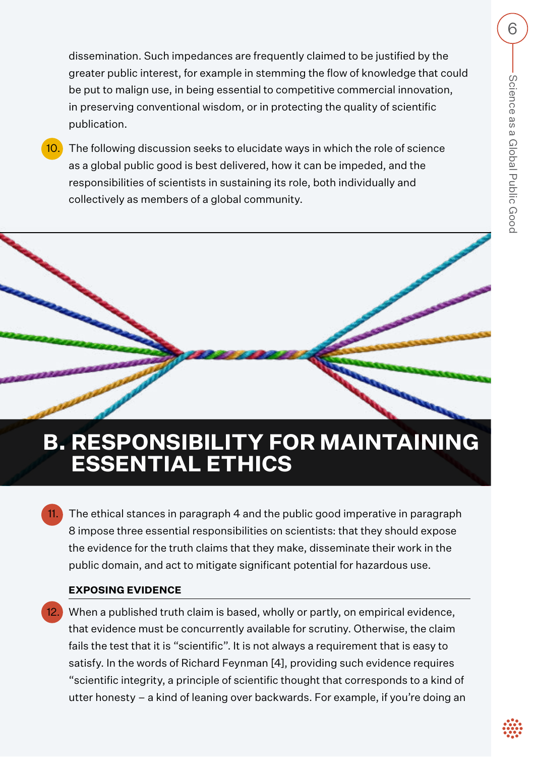dissemination. Such impedances are frequently claimed to be justified by the greater public interest, for example in stemming the flow of knowledge that could be put to malign use, in being essential to competitive commercial innovation, in preserving conventional wisdom, or in protecting the quality of scientific publication.

10. The following discussion seeks to elucidate ways in which the role of science as a global public good is best delivered, how it can be impeded, and the responsibilities of scientists in sustaining its role, both individually and collectively as members of a global community.

# B. RESPONSIBILITY FOR MAINTAINING ESSENTIAL ETHICS

11. The ethical stances in paragraph 4 and the public good imperative in paragraph 8 impose three essential responsibilities on scientists: that they should expose the evidence for the truth claims that they make, disseminate their work in the public domain, and act to mitigate significant potential for hazardous use.

### EXPOSING EVIDENCE

12. When a published truth claim is based, wholly or partly, on empirical evidence, that evidence must be concurrently available for scrutiny. Otherwise, the claim fails the test that it is "scientific". It is not always a requirement that is easy to satisfy. In the words of Richard Feynman [4], providing such evidence requires "scientific integrity, a principle of scientific thought that corresponds to a kind of utter honesty – a kind of leaning over backwards. For example, if you're doing an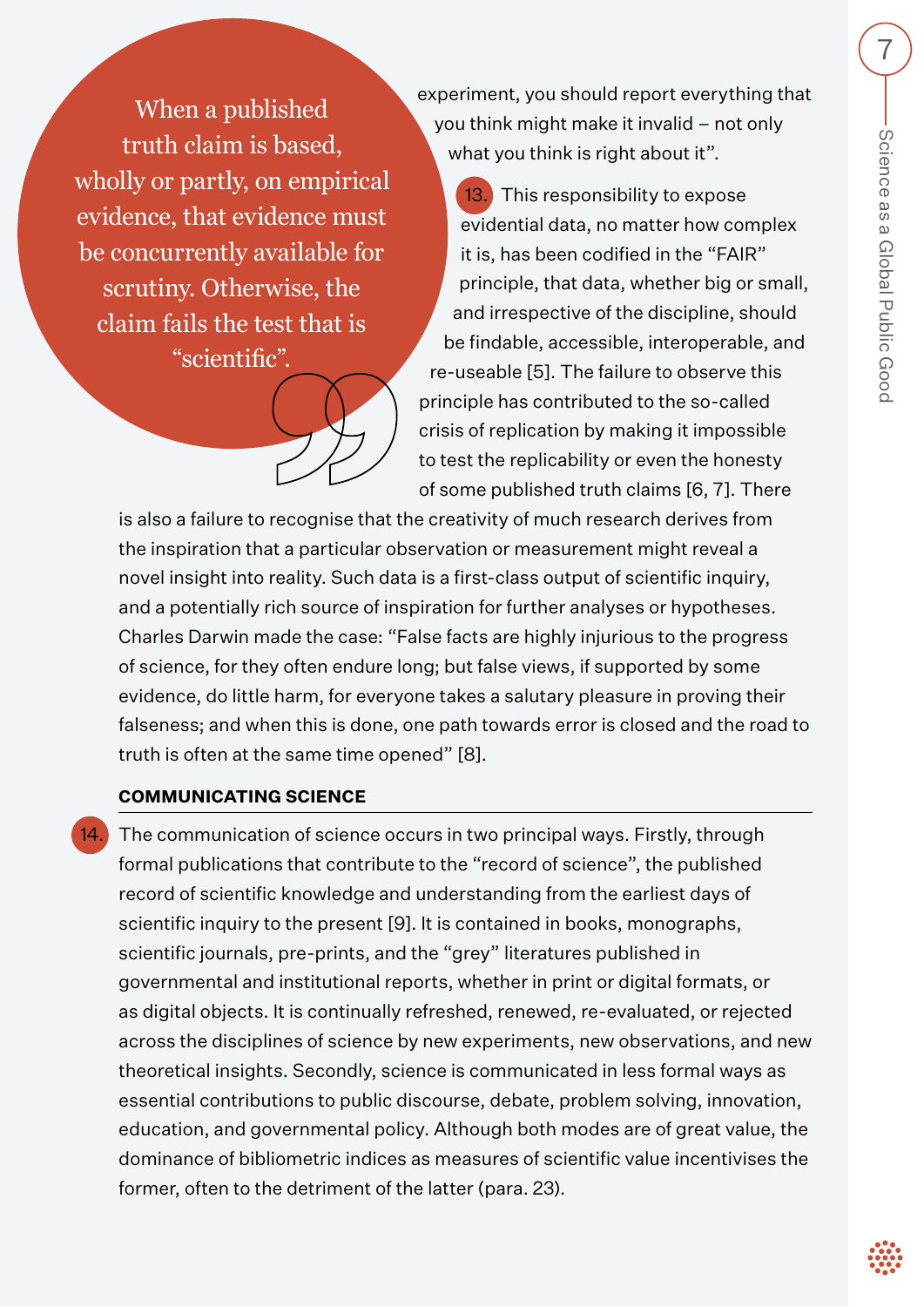> When a published truth claim is based, wholly or partly, on empirical evidence, that evidence must be concurrently available for scrutiny. Otherwise, the claim fails the test that is "scientific".

experiment, you should report everything that you think might make it invalid – not only what you think is right about it".

13. This responsibility to expose evidential data, no matter how complex it is, has been codified in the "FAIR" principle, that data, whether big or small, and irrespective of the discipline, should be findable, accessible, interoperable, and re-useable [5]. The failure to observe this principle has contributed to the so-called crisis of replication by making it impossible to test the replicability or even the honesty of some published truth claims [6, 7]. There is also a failure to recognise that the creativity of much research derives from the inspiration that a particular observation or measurement might reveal a novel insight into reality. Such data is a first-class output of scientific inquiry, and a potentially rich source of inspiration for further analyses or hypotheses. Charles Darwin made the case: "False facts are highly injurious to the progress of science, for they often endure long; but false views, if supported by some evidence, do little harm, for everyone takes a salutary pleasure in proving their falseness; and when this is done, one path towards error is closed and the road to truth is often at the same time opened" [8].

### COMMUNICATING SCIENCE

14. The communication of science occurs in two principal ways. Firstly, through formal publications that contribute to the "record of science", the published record of scientific knowledge and understanding from the earliest days of scientific inquiry to the present [9]. It is contained in books, monographs, scientific journals, pre-prints, and the "grey" literatures published in governmental and institutional reports, whether in print or digital formats, or as digital objects. It is continually refreshed, renewed, re-evaluated, or rejected across the disciplines of science by new experiments, new observations, and new theoretical insights. Secondly, science is communicated in less formal ways as essential contributions to public discourse, debate, problem solving, innovation, education, and governmental policy. Although both modes are of great value, the dominance of bibliometric indices as measures of scientific value incentivises the former, often to the detriment of the latter (para. 23).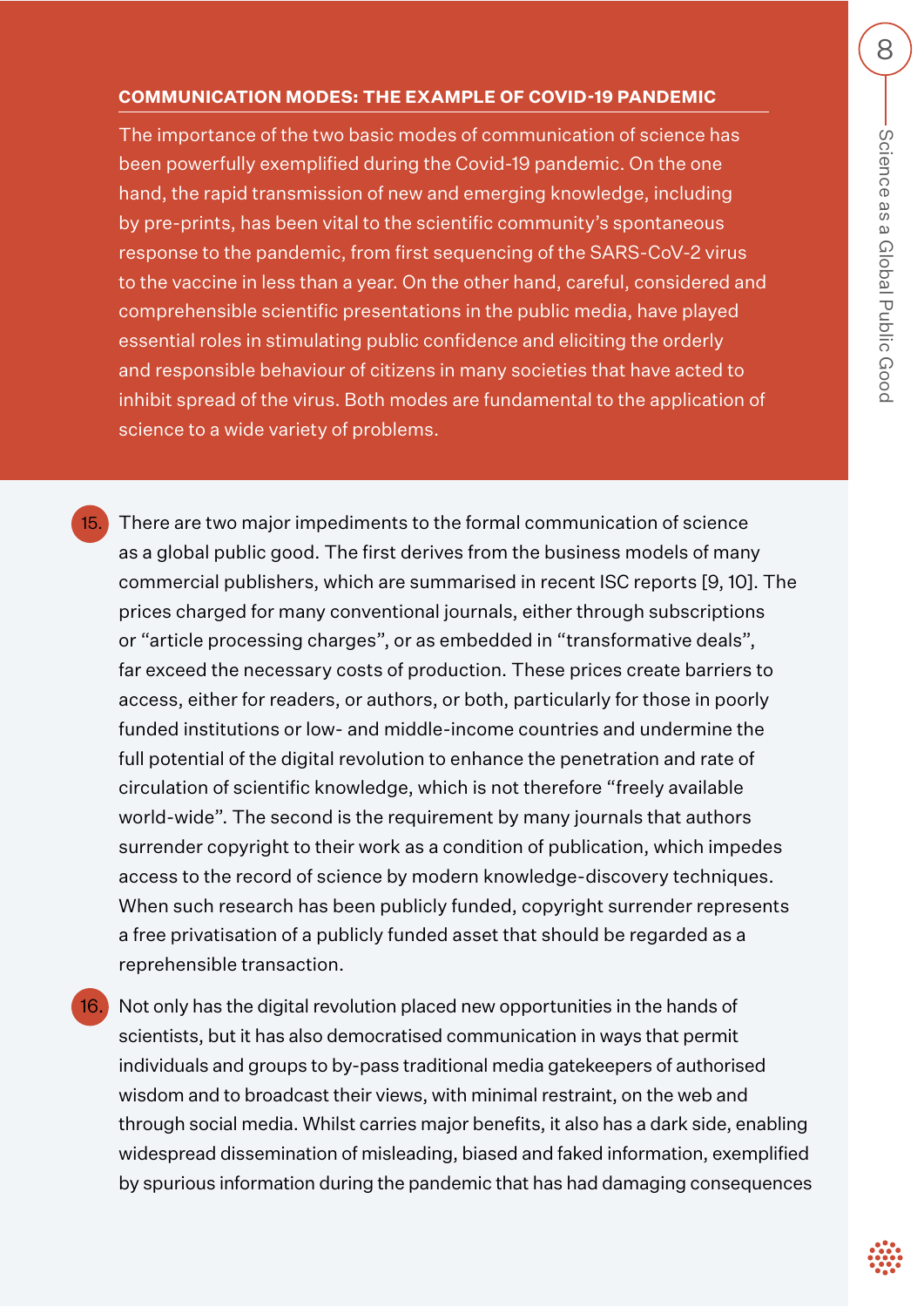### COMMUNICATION MODES: THE EXAMPLE OF COVID-19 PANDEMIC

The importance of the two basic modes of communication of science has been powerfully exemplified during the Covid-19 pandemic. On the one hand, the rapid transmission of new and emerging knowledge, including by pre-prints, has been vital to the scientific community's spontaneous response to the pandemic, from first sequencing of the SARS-CoV-2 virus to the vaccine in less than a year. On the other hand, careful, considered and comprehensible scientific presentations in the public media, have played essential roles in stimulating public confidence and eliciting the orderly and responsible behaviour of citizens in many societies that have acted to inhibit spread of the virus. Both modes are fundamental to the application of science to a wide variety of problems.

15. There are two major impediments to the formal communication of science as a global public good. The first derives from the business models of many commercial publishers, which are summarised in recent ISC reports [9, 10]. The prices charged for many conventional journals, either through subscriptions or "article processing charges", or as embedded in "transformative deals", far exceed the necessary costs of production. These prices create barriers to access, either for readers, or authors, or both, particularly for those in poorly funded institutions or low- and middle-income countries and undermine the full potential of the digital revolution to enhance the penetration and rate of circulation of scientific knowledge, which is not therefore "freely available world-wide". The second is the requirement by many journals that authors surrender copyright to their work as a condition of publication, which impedes access to the record of science by modern knowledge-discovery techniques. When such research has been publicly funded, copyright surrender represents a free privatisation of a publicly funded asset that should be regarded as a reprehensible transaction.

16. Not only has the digital revolution placed new opportunities in the hands of scientists, but it has also democratised communication in ways that permit individuals and groups to by-pass traditional media gatekeepers of authorised wisdom and to broadcast their views, with minimal restraint, on the web and through social media. Whilst carries major benefits, it also has a dark side, enabling widespread dissemination of misleading, biased and faked information, exemplified by spurious information during the pandemic that has had damaging consequences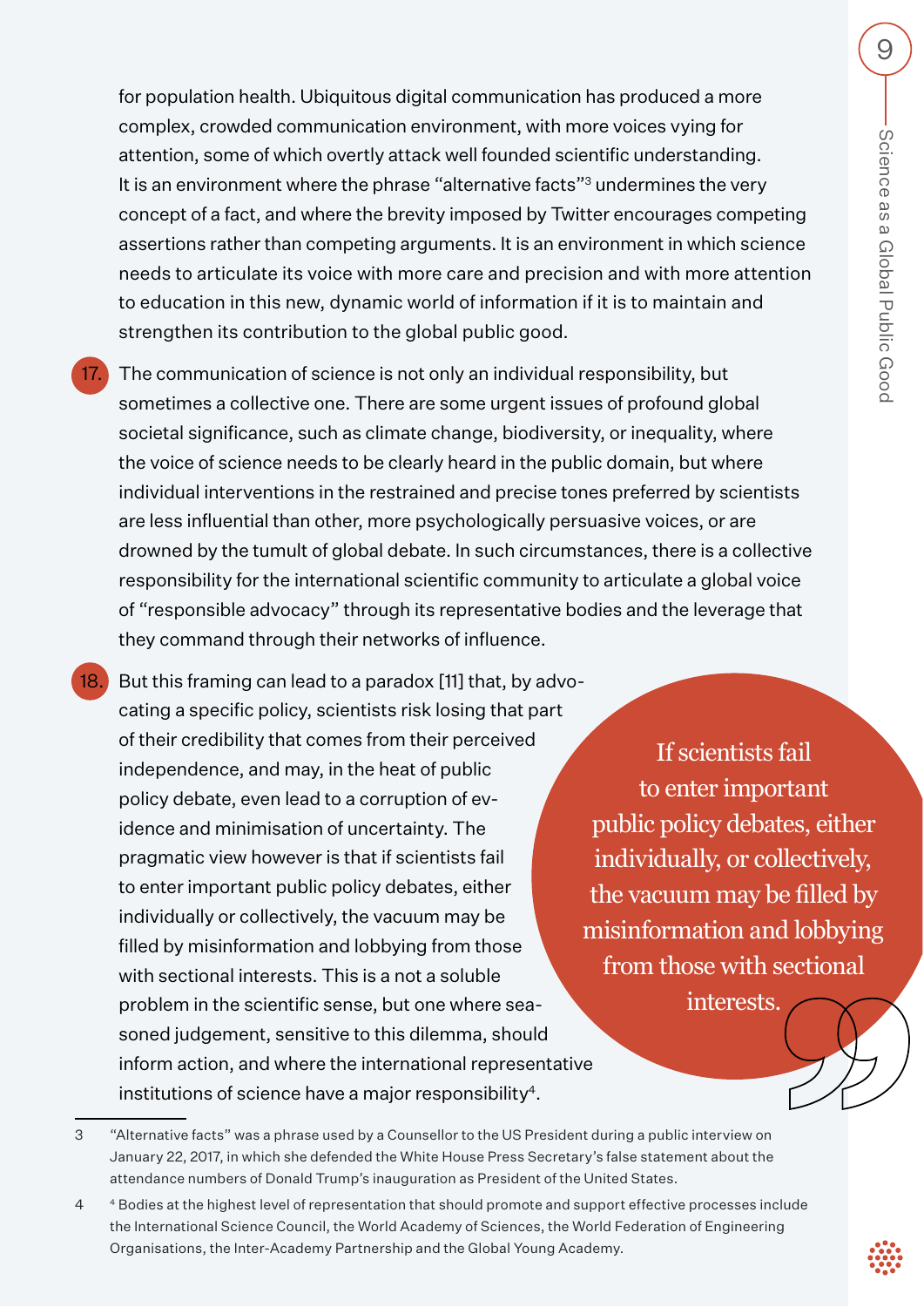for population health. Ubiquitous digital communication has produced a more complex, crowded communication environment, with more voices vying for attention, some of which overtly attack well founded scientific understanding. It is an environment where the phrase "alternative facts"[3] undermines the very concept of a fact, and where the brevity imposed by Twitter encourages competing assertions rather than competing arguments. It is an environment in which science needs to articulate its voice with more care and precision and with more attention to education in this new, dynamic world of information if it is to maintain and strengthen its contribution to the global public good.

17. The communication of science is not only an individual responsibility, but sometimes a collective one. There are some urgent issues of profound global societal significance, such as climate change, biodiversity, or inequality, where the voice of science needs to be clearly heard in the public domain, but where individual interventions in the restrained and precise tones preferred by scientists are less influential than other, more psychologically persuasive voices, or are drowned by the tumult of global debate. In such circumstances, there is a collective responsibility for the international scientific community to articulate a global voice of "responsible advocacy" through its representative bodies and the leverage that they command through their networks of influence.

18. But this framing can lead to a paradox [11] that, by advocating a specific policy, scientists risk losing that part of their credibility that comes from their perceived independence, and may, in the heat of public policy debate, even lead to a corruption of evidence and minimisation of uncertainty. The pragmatic view however is that if scientists fail to enter important public policy debates, either individually or collectively, the vacuum may be filled by misinformation and lobbying from those with sectional interests. This is a not a soluble problem in the scientific sense, but one where seasoned judgement, sensitive to this dilemma, should inform action, and where the international representative institutions of science have a major responsibility[4].

> If scientists fail to enter important public policy debates, either individually, or collectively, the vacuum may be filled by misinformation and lobbying from those with sectional interests.

---

3 "Alternative facts" was a phrase used by a Counsellor to the US President during a public interview on January 22, 2017, in which she defended the White House Press Secretary's false statement about the attendance numbers of Donald Trump's inauguration as President of the United States.

4 [4] Bodies at the highest level of representation that should promote and support effective processes include the International Science Council, the World Academy of Sciences, the World Federation of Engineering Organisations, the Inter-Academy Partnership and the Global Young Academy.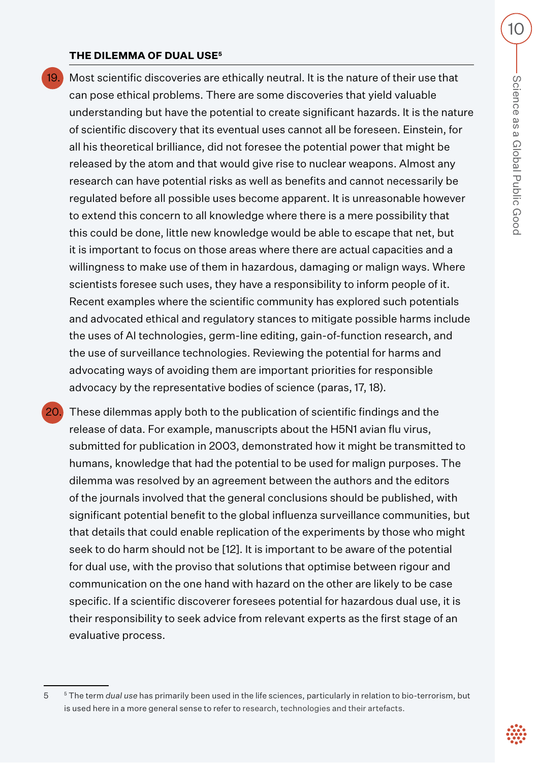### THE DILEMMA OF DUAL USE[5]

19. Most scientific discoveries are ethically neutral. It is the nature of their use that can pose ethical problems. There are some discoveries that yield valuable understanding but have the potential to create significant hazards. It is the nature of scientific discovery that its eventual uses cannot all be foreseen. Einstein, for all his theoretical brilliance, did not foresee the potential power that might be released by the atom and that would give rise to nuclear weapons. Almost any research can have potential risks as well as benefits and cannot necessarily be regulated before all possible uses become apparent. It is unreasonable however to extend this concern to all knowledge where there is a mere possibility that this could be done, little new knowledge would be able to escape that net, but it is important to focus on those areas where there are actual capacities and a willingness to make use of them in hazardous, damaging or malign ways. Where scientists foresee such uses, they have a responsibility to inform people of it. Recent examples where the scientific community has explored such potentials and advocated ethical and regulatory stances to mitigate possible harms include the uses of AI technologies, germ-line editing, gain-of-function research, and the use of surveillance technologies. Reviewing the potential for harms and advocating ways of avoiding them are important priorities for responsible advocacy by the representative bodies of science (paras, 17, 18).

20. These dilemmas apply both to the publication of scientific findings and the release of data. For example, manuscripts about the H5N1 avian flu virus, submitted for publication in 2003, demonstrated how it might be transmitted to humans, knowledge that had the potential to be used for malign purposes. The dilemma was resolved by an agreement between the authors and the editors of the journals involved that the general conclusions should be published, with significant potential benefit to the global influenza surveillance communities, but that details that could enable replication of the experiments by those who might seek to do harm should not be [12]. It is important to be aware of the potential for dual use, with the proviso that solutions that optimise between rigour and communication on the one hand with hazard on the other are likely to be case specific. If a scientific discoverer foresees potential for hazardous dual use, it is their responsibility to seek advice from relevant experts as the first stage of an evaluative process.

---

[5] The term *dual use* has primarily been used in the life sciences, particularly in relation to bio-terrorism, but is used here in a more general sense to refer to research, technologies and their artefacts.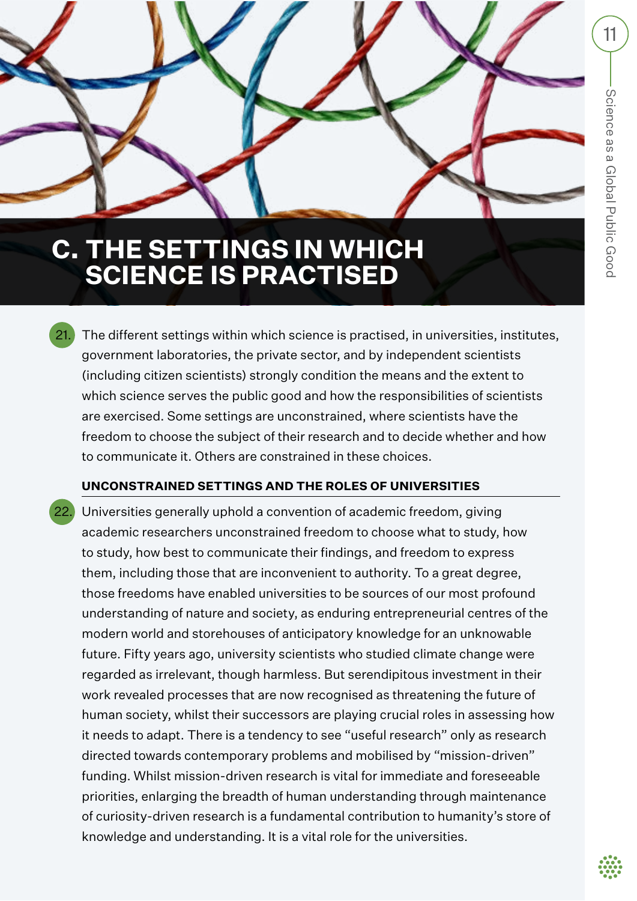# C. THE SETTINGS IN WHICH SCIENCE IS PRACTISED

21. The different settings within which science is practised, in universities, institutes, government laboratories, the private sector, and by independent scientists (including citizen scientists) strongly condition the means and the extent to which science serves the public good and how the responsibilities of scientists are exercised. Some settings are unconstrained, where scientists have the freedom to choose the subject of their research and to decide whether and how to communicate it. Others are constrained in these choices.

### UNCONSTRAINED SETTINGS AND THE ROLES OF UNIVERSITIES

22. Universities generally uphold a convention of academic freedom, giving academic researchers unconstrained freedom to choose what to study, how to study, how best to communicate their findings, and freedom to express them, including those that are inconvenient to authority. To a great degree, those freedoms have enabled universities to be sources of our most profound understanding of nature and society, as enduring entrepreneurial centres of the modern world and storehouses of anticipatory knowledge for an unknowable future. Fifty years ago, university scientists who studied climate change were regarded as irrelevant, though harmless. But serendipitous investment in their work revealed processes that are now recognised as threatening the future of human society, whilst their successors are playing crucial roles in assessing how it needs to adapt. There is a tendency to see "useful research" only as research directed towards contemporary problems and mobilised by "mission-driven" funding. Whilst mission-driven research is vital for immediate and foreseeable priorities, enlarging the breadth of human understanding through maintenance of curiosity-driven research is a fundamental contribution to humanity's store of knowledge and understanding. It is a vital role for the universities.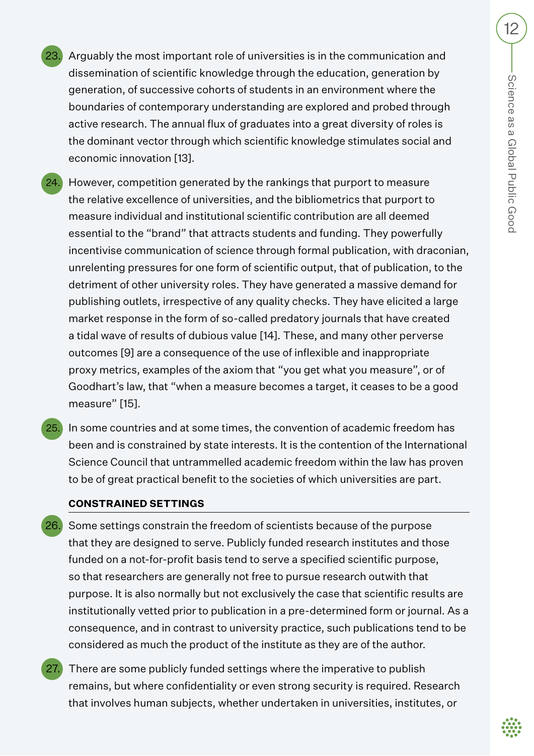23. Arguably the most important role of universities is in the communication and dissemination of scientific knowledge through the education, generation by generation, of successive cohorts of students in an environment where the boundaries of contemporary understanding are explored and probed through active research. The annual flux of graduates into a great diversity of roles is the dominant vector through which scientific knowledge stimulates social and economic innovation [13].

24. However, competition generated by the rankings that purport to measure the relative excellence of universities, and the bibliometrics that purport to measure individual and institutional scientific contribution are all deemed essential to the "brand" that attracts students and funding. They powerfully incentivise communication of science through formal publication, with draconian, unrelenting pressures for one form of scientific output, that of publication, to the detriment of other university roles. They have generated a massive demand for publishing outlets, irrespective of any quality checks. They have elicited a large market response in the form of so-called predatory journals that have created a tidal wave of results of dubious value [14]. These, and many other perverse outcomes [9] are a consequence of the use of inflexible and inappropriate proxy metrics, examples of the axiom that "you get what you measure", or of Goodhart's law, that "when a measure becomes a target, it ceases to be a good measure" [15].

25. In some countries and at some times, the convention of academic freedom has been and is constrained by state interests. It is the contention of the International Science Council that untrammelled academic freedom within the law has proven to be of great practical benefit to the societies of which universities are part.

### CONSTRAINED SETTINGS

26. Some settings constrain the freedom of scientists because of the purpose that they are designed to serve. Publicly funded research institutes and those funded on a not-for-profit basis tend to serve a specified scientific purpose, so that researchers are generally not free to pursue research outwith that purpose. It is also normally but not exclusively the case that scientific results are institutionally vetted prior to publication in a pre-determined form or journal. As a consequence, and in contrast to university practice, such publications tend to be considered as much the product of the institute as they are of the author.

27. There are some publicly funded settings where the imperative to publish remains, but where confidentiality or even strong security is required. Research that involves human subjects, whether undertaken in universities, institutes, or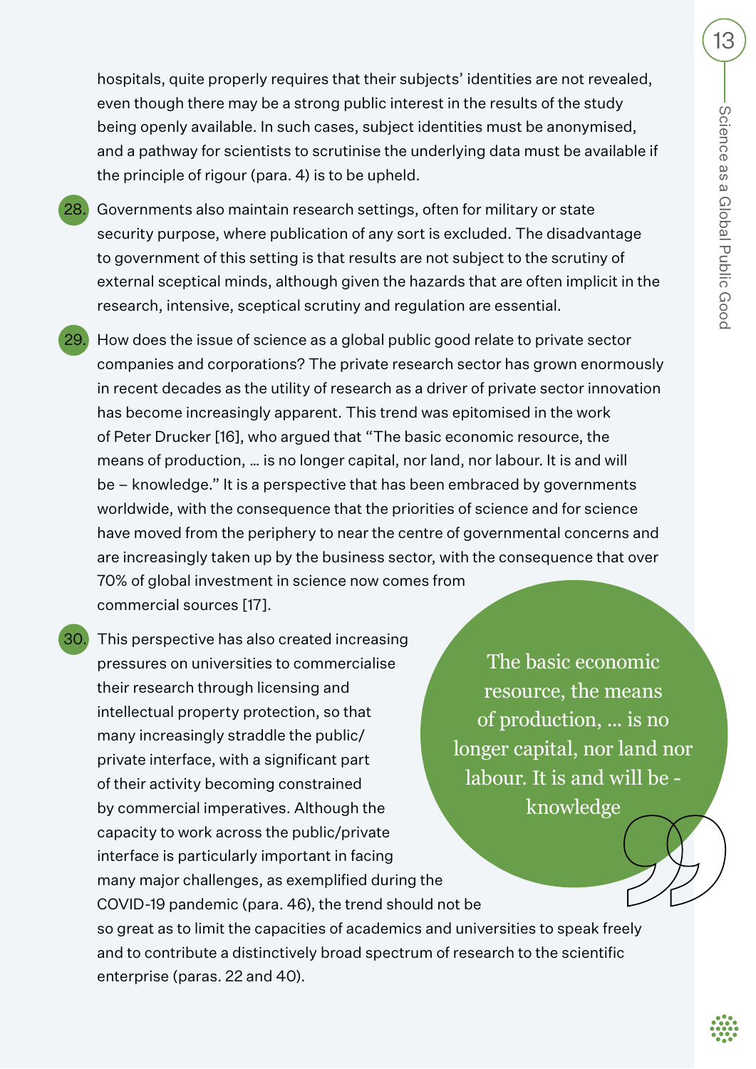hospitals, quite properly requires that their subjects' identities are not revealed, even though there may be a strong public interest in the results of the study being openly available. In such cases, subject identities must be anonymised, and a pathway for scientists to scrutinise the underlying data must be available if the principle of rigour (para. 4) is to be upheld.

28. Governments also maintain research settings, often for military or state security purpose, where publication of any sort is excluded. The disadvantage to government of this setting is that results are not subject to the scrutiny of external sceptical minds, although given the hazards that are often implicit in the research, intensive, sceptical scrutiny and regulation are essential.

29. How does the issue of science as a global public good relate to private sector companies and corporations? The private research sector has grown enormously in recent decades as the utility of research as a driver of private sector innovation has become increasingly apparent. This trend was epitomised in the work of Peter Drucker [16], who argued that "The basic economic resource, the means of production, … is no longer capital, nor land, nor labour. It is and will be – knowledge." It is a perspective that has been embraced by governments worldwide, with the consequence that the priorities of science and for science have moved from the periphery to near the centre of governmental concerns and are increasingly taken up by the business sector, with the consequence that over 70% of global investment in science now comes from commercial sources [17].

30. This perspective has also created increasing pressures on universities to commercialise their research through licensing and intellectual property protection, so that many increasingly straddle the public/private interface, with a significant part of their activity becoming constrained by commercial imperatives. Although the capacity to work across the public/private interface is particularly important in facing many major challenges, as exemplified during the COVID-19 pandemic (para. 46), the trend should not be so great as to limit the capacities of academics and universities to speak freely and to contribute a distinctively broad spectrum of research to the scientific enterprise (paras. 22 and 40).

> The basic economic resource, the means of production, … is no longer capital, nor land nor labour. It is and will be - knowledge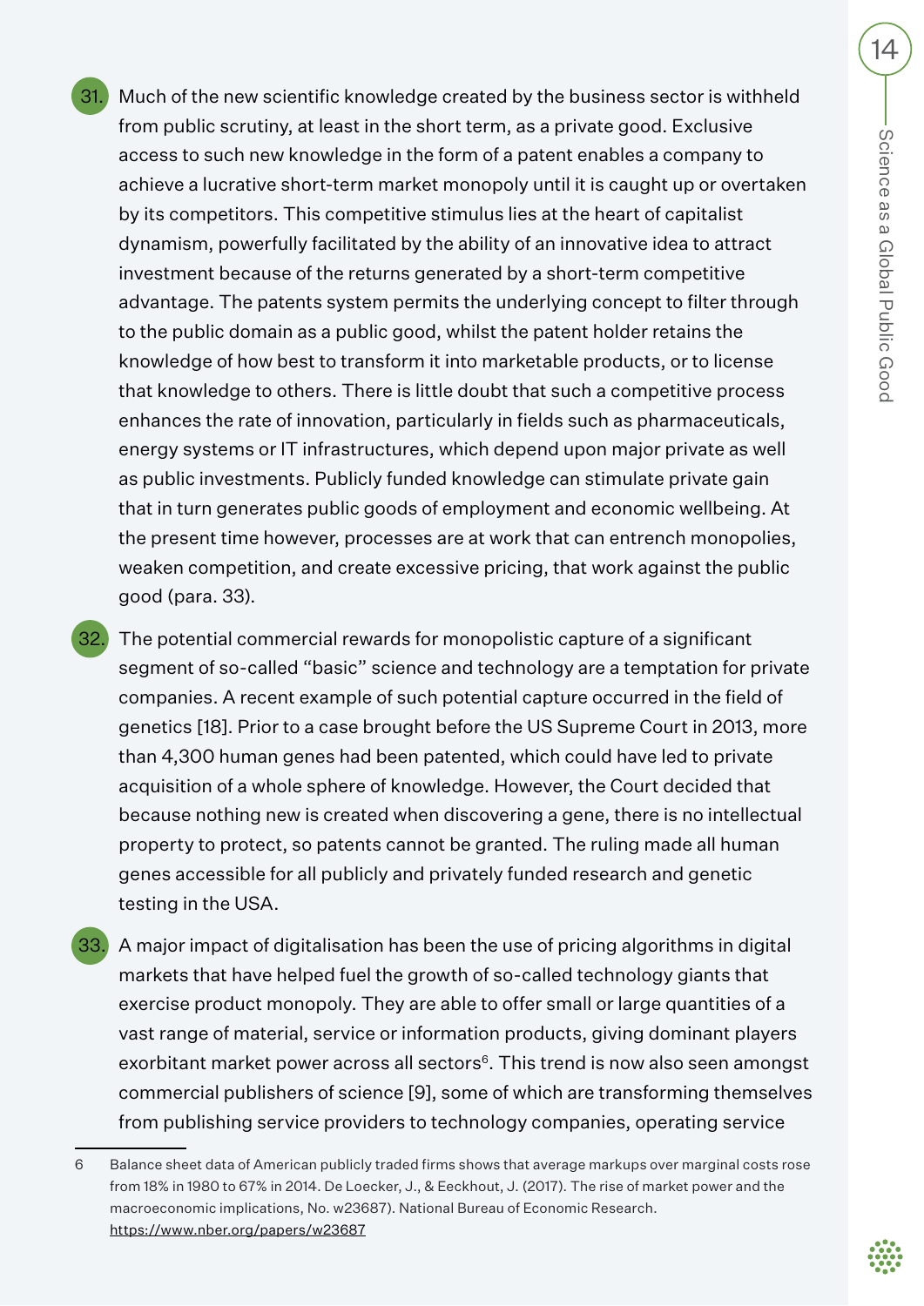31. Much of the new scientific knowledge created by the business sector is withheld from public scrutiny, at least in the short term, as a private good. Exclusive access to such new knowledge in the form of a patent enables a company to achieve a lucrative short-term market monopoly until it is caught up or overtaken by its competitors. This competitive stimulus lies at the heart of capitalist dynamism, powerfully facilitated by the ability of an innovative idea to attract investment because of the returns generated by a short-term competitive advantage. The patents system permits the underlying concept to filter through to the public domain as a public good, whilst the patent holder retains the knowledge of how best to transform it into marketable products, or to license that knowledge to others. There is little doubt that such a competitive process enhances the rate of innovation, particularly in fields such as pharmaceuticals, energy systems or IT infrastructures, which depend upon major private as well as public investments. Publicly funded knowledge can stimulate private gain that in turn generates public goods of employment and economic wellbeing. At the present time however, processes are at work that can entrench monopolies, weaken competition, and create excessive pricing, that work against the public good (para. 33).

32. The potential commercial rewards for monopolistic capture of a significant segment of so-called "basic" science and technology are a temptation for private companies. A recent example of such potential capture occurred in the field of genetics [18]. Prior to a case brought before the US Supreme Court in 2013, more than 4,300 human genes had been patented, which could have led to private acquisition of a whole sphere of knowledge. However, the Court decided that because nothing new is created when discovering a gene, there is no intellectual property to protect, so patents cannot be granted. The ruling made all human genes accessible for all publicly and privately funded research and genetic testing in the USA.

33. A major impact of digitalisation has been the use of pricing algorithms in digital markets that have helped fuel the growth of so-called technology giants that exercise product monopoly. They are able to offer small or large quantities of a vast range of material, service or information products, giving dominant players exorbitant market power across all sectors[6]. This trend is now also seen amongst commercial publishers of science [9], some of which are transforming themselves from publishing service providers to technology companies, operating service

---

6 Balance sheet data of American publicly traded firms shows that average markups over marginal costs rose from 18% in 1980 to 67% in 2014. De Loecker, J., & Eeckhout, J. (2017). The rise of market power and the macroeconomic implications, No. w23687). National Bureau of Economic Research. https://www.nber.org/papers/w23687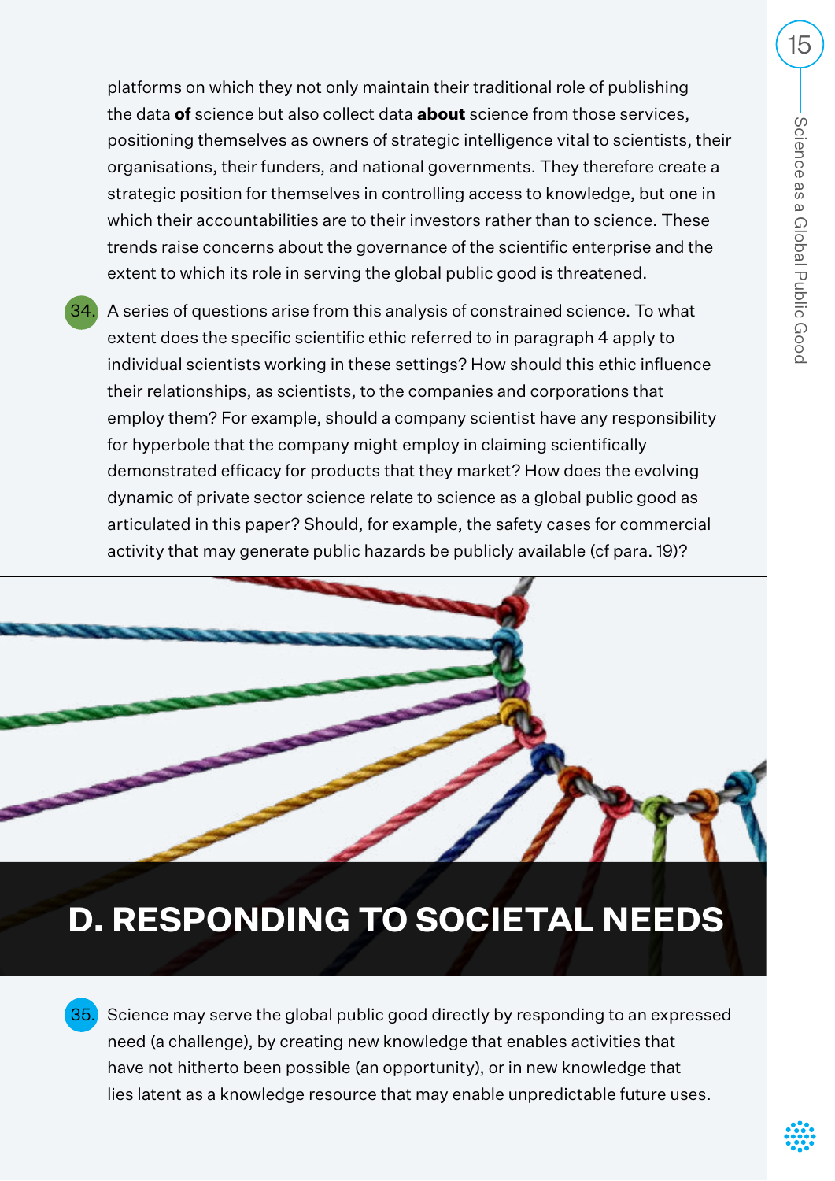platforms on which they not only maintain their traditional role of publishing the data **of** science but also collect data **about** science from those services, positioning themselves as owners of strategic intelligence vital to scientists, their organisations, their funders, and national governments. They therefore create a strategic position for themselves in controlling access to knowledge, but one in which their accountabilities are to their investors rather than to science. These trends raise concerns about the governance of the scientific enterprise and the extent to which its role in serving the global public good is threatened.

34. A series of questions arise from this analysis of constrained science. To what extent does the specific scientific ethic referred to in paragraph 4 apply to individual scientists working in these settings? How should this ethic influence their relationships, as scientists, to the companies and corporations that employ them? For example, should a company scientist have any responsibility for hyperbole that the company might employ in claiming scientifically demonstrated efficacy for products that they market? How does the evolving dynamic of private sector science relate to science as a global public good as articulated in this paper? Should, for example, the safety cases for commercial activity that may generate public hazards be publicly available (cf para. 19)?

# D. RESPONDING TO SOCIETAL NEEDS

35. Science may serve the global public good directly by responding to an expressed need (a challenge), by creating new knowledge that enables activities that have not hitherto been possible (an opportunity), or in new knowledge that lies latent as a knowledge resource that may enable unpredictable future uses.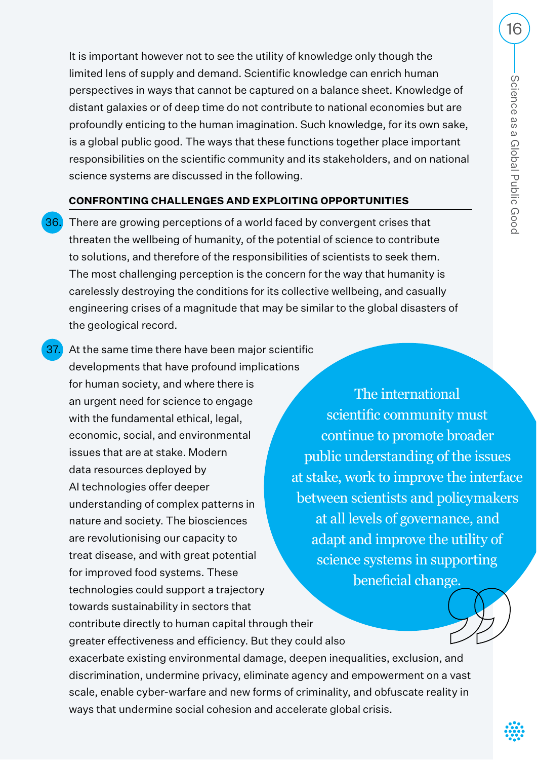It is important however not to see the utility of knowledge only though the limited lens of supply and demand. Scientific knowledge can enrich human perspectives in ways that cannot be captured on a balance sheet. Knowledge of distant galaxies or of deep time do not contribute to national economies but are profoundly enticing to the human imagination. Such knowledge, for its own sake, is a global public good. The ways that these functions together place important responsibilities on the scientific community and its stakeholders, and on national science systems are discussed in the following.

## CONFRONTING CHALLENGES AND EXPLOITING OPPORTUNITIES

36. There are growing perceptions of a world faced by convergent crises that threaten the wellbeing of humanity, of the potential of science to contribute to solutions, and therefore of the responsibilities of scientists to seek them. The most challenging perception is the concern for the way that humanity is carelessly destroying the conditions for its collective wellbeing, and casually engineering crises of a magnitude that may be similar to the global disasters of the geological record.

37. At the same time there have been major scientific developments that have profound implications for human society, and where there is an urgent need for science to engage with the fundamental ethical, legal, economic, social, and environmental issues that are at stake. Modern data resources deployed by AI technologies offer deeper understanding of complex patterns in nature and society. The biosciences are revolutionising our capacity to treat disease, and with great potential for improved food systems. These technologies could support a trajectory towards sustainability in sectors that contribute directly to human capital through their greater effectiveness and efficiency. But they could also exacerbate existing environmental damage, deepen inequalities, exclusion, and discrimination, undermine privacy, eliminate agency and empowerment on a vast scale, enable cyber-warfare and new forms of criminality, and obfuscate reality in ways that undermine social cohesion and accelerate global crisis.

> The international scientific community must continue to promote broader public understanding of the issues at stake, work to improve the interface between scientists and policymakers at all levels of governance, and adapt and improve the utility of science systems in supporting beneficial change.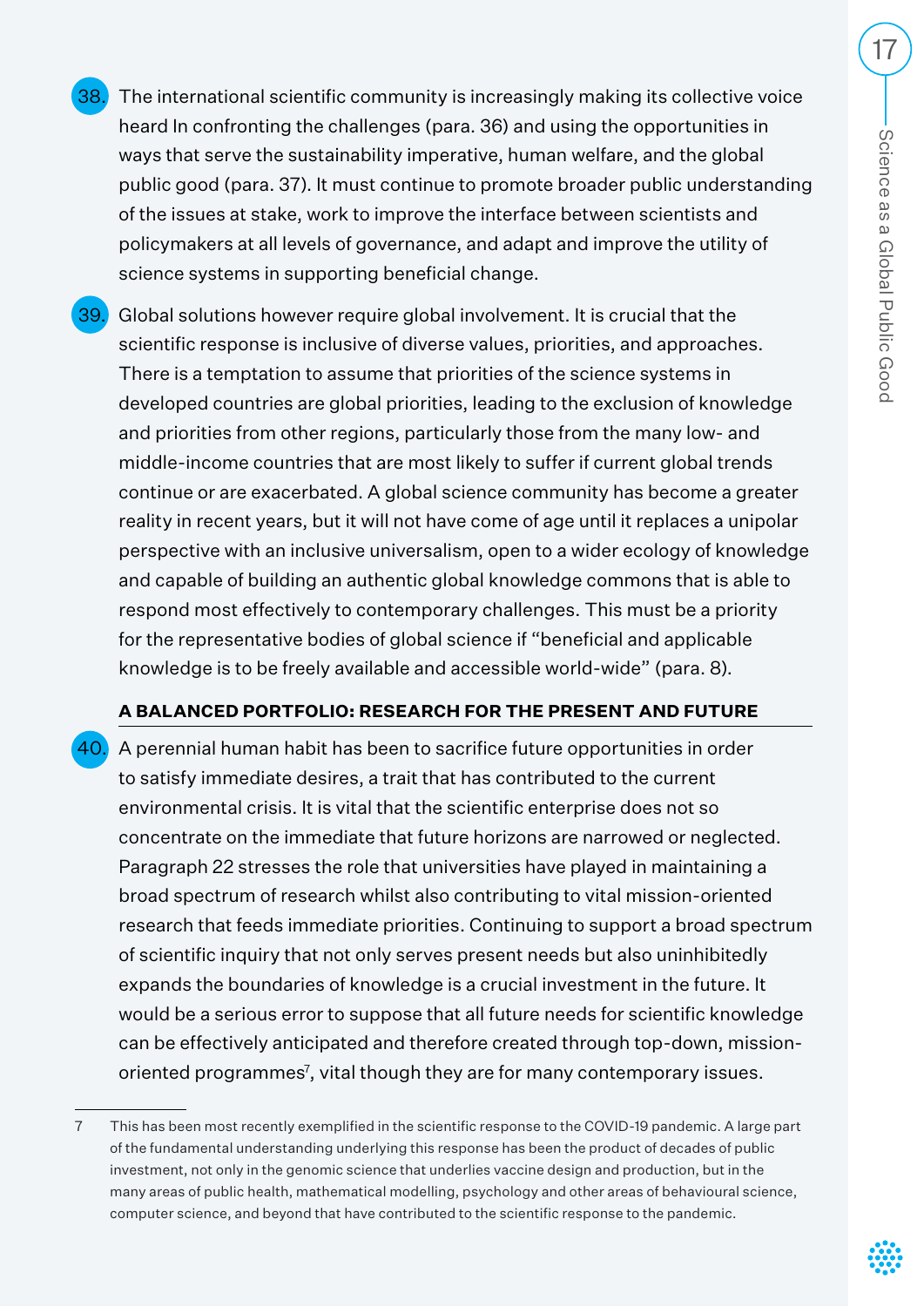38. The international scientific community is increasingly making its collective voice heard In confronting the challenges (para. 36) and using the opportunities in ways that serve the sustainability imperative, human welfare, and the global public good (para. 37). It must continue to promote broader public understanding of the issues at stake, work to improve the interface between scientists and policymakers at all levels of governance, and adapt and improve the utility of science systems in supporting beneficial change.

39. Global solutions however require global involvement. It is crucial that the scientific response is inclusive of diverse values, priorities, and approaches. There is a temptation to assume that priorities of the science systems in developed countries are global priorities, leading to the exclusion of knowledge and priorities from other regions, particularly those from the many low- and middle-income countries that are most likely to suffer if current global trends continue or are exacerbated. A global science community has become a greater reality in recent years, but it will not have come of age until it replaces a unipolar perspective with an inclusive universalism, open to a wider ecology of knowledge and capable of building an authentic global knowledge commons that is able to respond most effectively to contemporary challenges. This must be a priority for the representative bodies of global science if "beneficial and applicable knowledge is to be freely available and accessible world-wide" (para. 8).

### A BALANCED PORTFOLIO: RESEARCH FOR THE PRESENT AND FUTURE

40. A perennial human habit has been to sacrifice future opportunities in order to satisfy immediate desires, a trait that has contributed to the current environmental crisis. It is vital that the scientific enterprise does not so concentrate on the immediate that future horizons are narrowed or neglected. Paragraph 22 stresses the role that universities have played in maintaining a broad spectrum of research whilst also contributing to vital mission-oriented research that feeds immediate priorities. Continuing to support a broad spectrum of scientific inquiry that not only serves present needs but also uninhibitedly expands the boundaries of knowledge is a crucial investment in the future. It would be a serious error to suppose that all future needs for scientific knowledge can be effectively anticipated and therefore created through top-down, mission-oriented programmes[7], vital though they are for many contemporary issues.

---

7 This has been most recently exemplified in the scientific response to the COVID-19 pandemic. A large part of the fundamental understanding underlying this response has been the product of decades of public investment, not only in the genomic science that underlies vaccine design and production, but in the many areas of public health, mathematical modelling, psychology and other areas of behavioural science, computer science, and beyond that have contributed to the scientific response to the pandemic.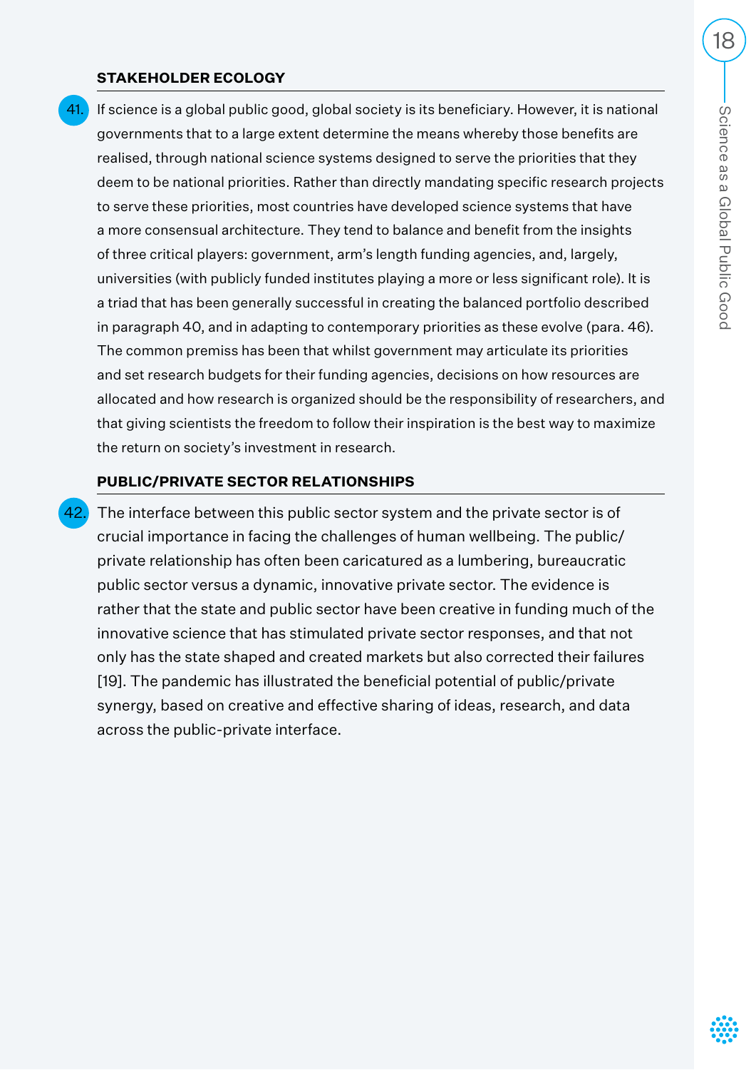### STAKEHOLDER ECOLOGY

41. If science is a global public good, global society is its beneficiary. However, it is national governments that to a large extent determine the means whereby those benefits are realised, through national science systems designed to serve the priorities that they deem to be national priorities. Rather than directly mandating specific research projects to serve these priorities, most countries have developed science systems that have a more consensual architecture. They tend to balance and benefit from the insights of three critical players: government, arm's length funding agencies, and, largely, universities (with publicly funded institutes playing a more or less significant role). It is a triad that has been generally successful in creating the balanced portfolio described in paragraph 40, and in adapting to contemporary priorities as these evolve (para. 46). The common premiss has been that whilst government may articulate its priorities and set research budgets for their funding agencies, decisions on how resources are allocated and how research is organized should be the responsibility of researchers, and that giving scientists the freedom to follow their inspiration is the best way to maximize the return on society's investment in research.

### PUBLIC/PRIVATE SECTOR RELATIONSHIPS

42. The interface between this public sector system and the private sector is of crucial importance in facing the challenges of human wellbeing. The public/private relationship has often been caricatured as a lumbering, bureaucratic public sector versus a dynamic, innovative private sector. The evidence is rather that the state and public sector have been creative in funding much of the innovative science that has stimulated private sector responses, and that not only has the state shaped and created markets but also corrected their failures [19]. The pandemic has illustrated the beneficial potential of public/private synergy, based on creative and effective sharing of ideas, research, and data across the public-private interface.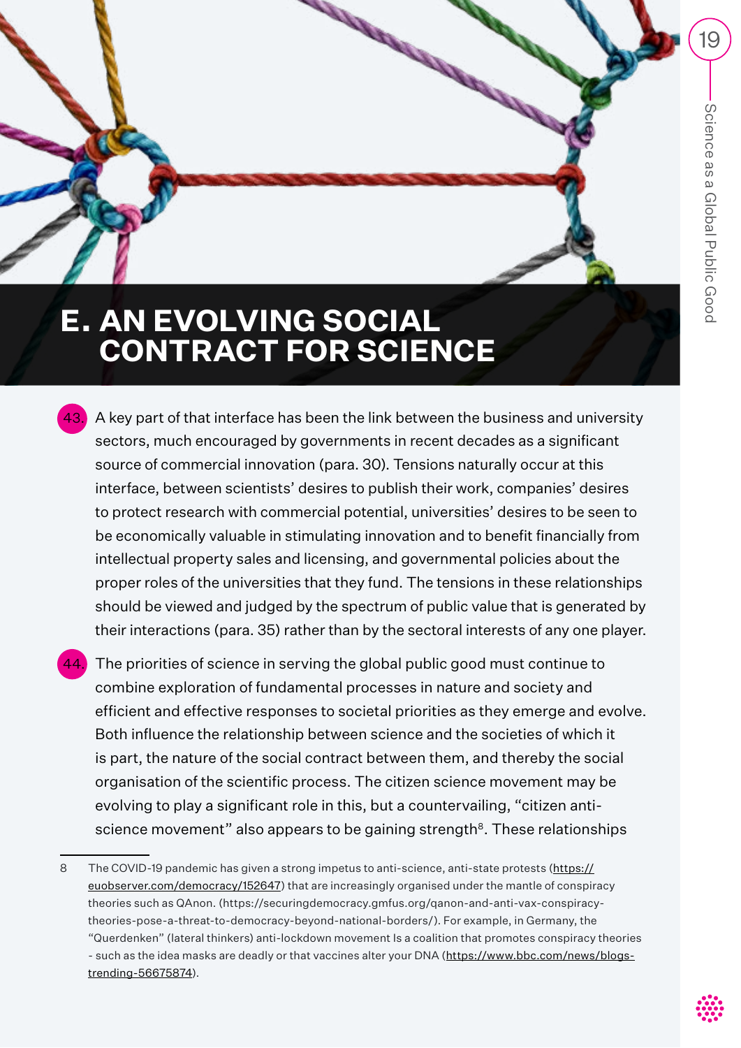# E. AN EVOLVING SOCIAL CONTRACT FOR SCIENCE

43. A key part of that interface has been the link between the business and university sectors, much encouraged by governments in recent decades as a significant source of commercial innovation (para. 30). Tensions naturally occur at this interface, between scientists' desires to publish their work, companies' desires to protect research with commercial potential, universities' desires to be seen to be economically valuable in stimulating innovation and to benefit financially from intellectual property sales and licensing, and governmental policies about the proper roles of the universities that they fund. The tensions in these relationships should be viewed and judged by the spectrum of public value that is generated by their interactions (para. 35) rather than by the sectoral interests of any one player.

44. The priorities of science in serving the global public good must continue to combine exploration of fundamental processes in nature and society and efficient and effective responses to societal priorities as they emerge and evolve. Both influence the relationship between science and the societies of which it is part, the nature of the social contract between them, and thereby the social organisation of the scientific process. The citizen science movement may be evolving to play a significant role in this, but a countervailing, "citizen anti-science movement" also appears to be gaining strength[8]. These relationships

---

8 The COVID-19 pandemic has given a strong impetus to anti-science, anti-state protests (https://euobserver.com/democracy/152647) that are increasingly organised under the mantle of conspiracy theories such as QAnon. (https://securingdemocracy.gmfus.org/qanon-and-anti-vax-conspiracy-theories-pose-a-threat-to-democracy-beyond-national-borders/). For example, in Germany, the "Querdenken" (lateral thinkers) anti-lockdown movement Is a coalition that promotes conspiracy theories - such as the idea masks are deadly or that vaccines alter your DNA (https://www.bbc.com/news/blogs-trending-56675874).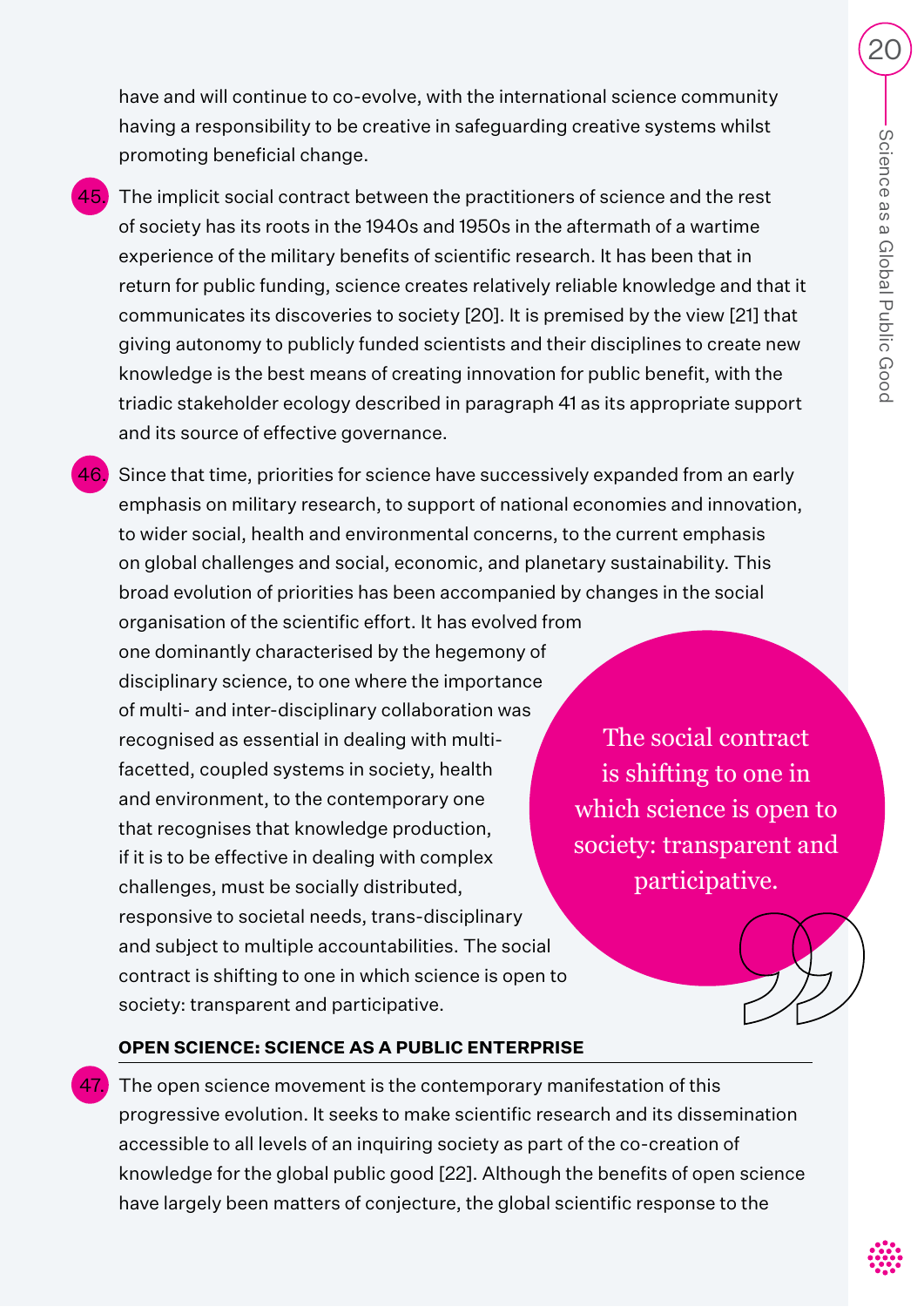have and will continue to co-evolve, with the international science community having a responsibility to be creative in safeguarding creative systems whilst promoting beneficial change.

45. The implicit social contract between the practitioners of science and the rest of society has its roots in the 1940s and 1950s in the aftermath of a wartime experience of the military benefits of scientific research. It has been that in return for public funding, science creates relatively reliable knowledge and that it communicates its discoveries to society [20]. It is premised by the view [21] that giving autonomy to publicly funded scientists and their disciplines to create new knowledge is the best means of creating innovation for public benefit, with the triadic stakeholder ecology described in paragraph 41 as its appropriate support and its source of effective governance.

46. Since that time, priorities for science have successively expanded from an early emphasis on military research, to support of national economies and innovation, to wider social, health and environmental concerns, to the current emphasis on global challenges and social, economic, and planetary sustainability. This broad evolution of priorities has been accompanied by changes in the social organisation of the scientific effort. It has evolved from one dominantly characterised by the hegemony of disciplinary science, to one where the importance of multi- and inter-disciplinary collaboration was recognised as essential in dealing with multi-facetted, coupled systems in society, health and environment, to the contemporary one that recognises that knowledge production, if it is to be effective in dealing with complex challenges, must be socially distributed, responsive to societal needs, trans-disciplinary and subject to multiple accountabilities. The social contract is shifting to one in which science is open to society: transparent and participative.

> The social contract is shifting to one in which science is open to society: transparent and participative.

### OPEN SCIENCE: SCIENCE AS A PUBLIC ENTERPRISE

47. The open science movement is the contemporary manifestation of this progressive evolution. It seeks to make scientific research and its dissemination accessible to all levels of an inquiring society as part of the co-creation of knowledge for the global public good [22]. Although the benefits of open science have largely been matters of conjecture, the global scientific response to the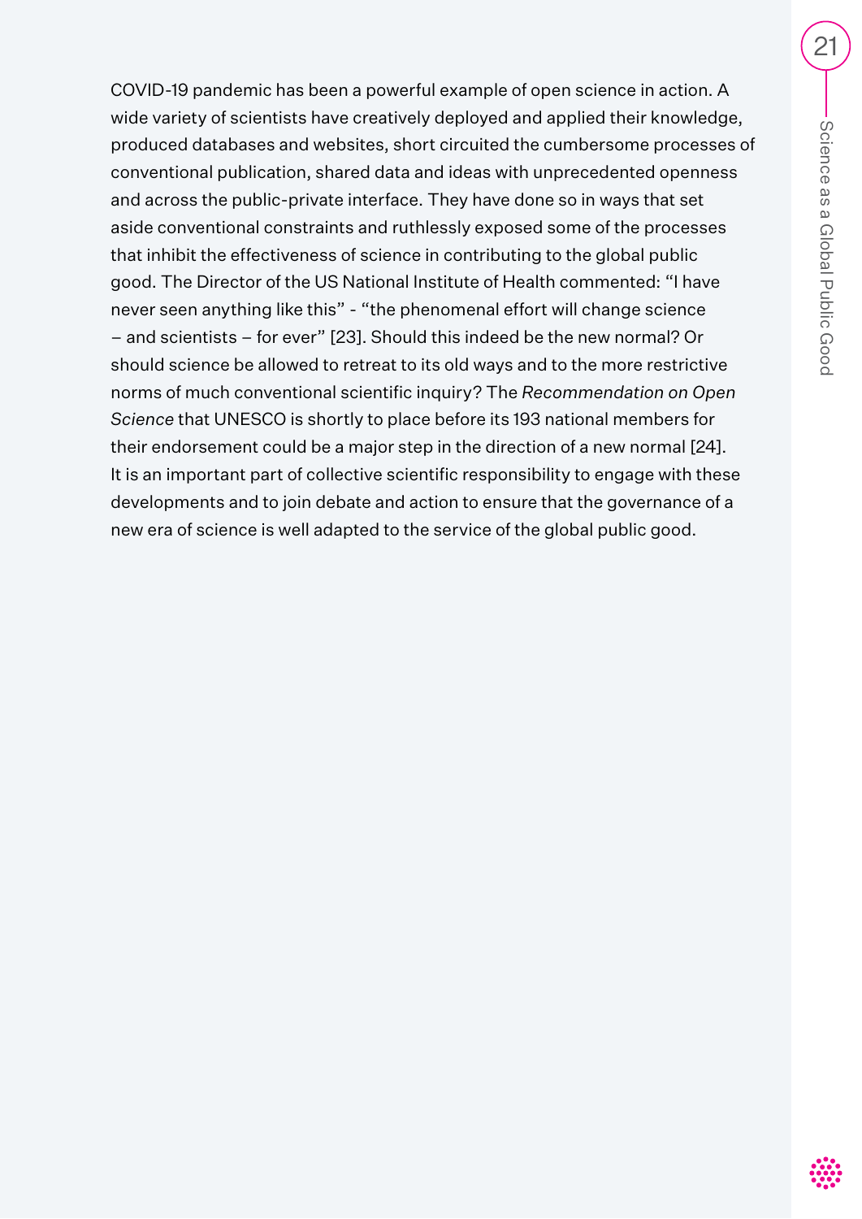COVID-19 pandemic has been a powerful example of open science in action. A wide variety of scientists have creatively deployed and applied their knowledge, produced databases and websites, short circuited the cumbersome processes of conventional publication, shared data and ideas with unprecedented openness and across the public-private interface. They have done so in ways that set aside conventional constraints and ruthlessly exposed some of the processes that inhibit the effectiveness of science in contributing to the global public good. The Director of the US National Institute of Health commented: "I have never seen anything like this" - "the phenomenal effort will change science – and scientists – for ever" [23]. Should this indeed be the new normal? Or should science be allowed to retreat to its old ways and to the more restrictive norms of much conventional scientific inquiry? The *Recommendation on Open Science* that UNESCO is shortly to place before its 193 national members for their endorsement could be a major step in the direction of a new normal [24]. It is an important part of collective scientific responsibility to engage with these developments and to join debate and action to ensure that the governance of a new era of science is well adapted to the service of the global public good.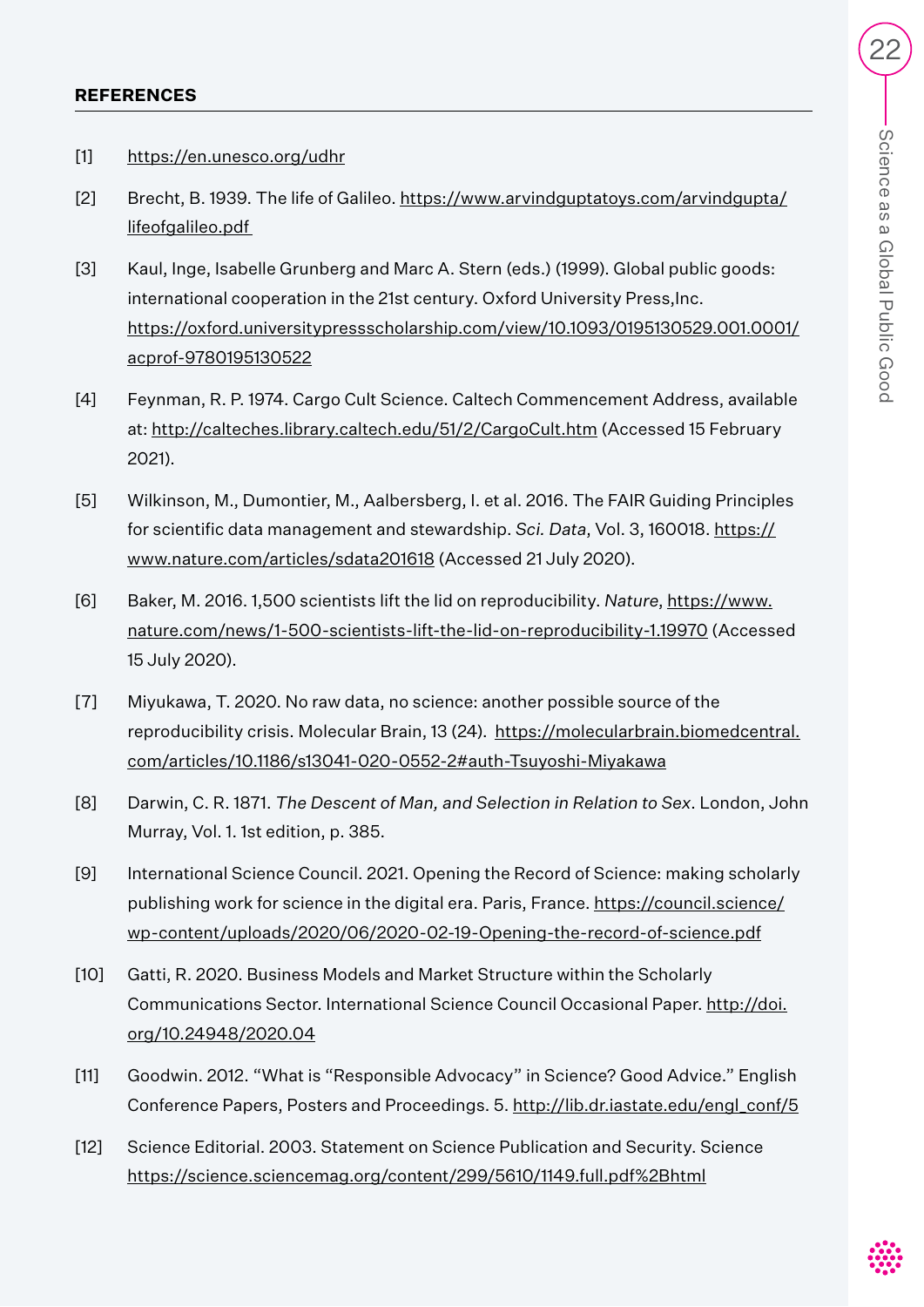## REFERENCES

[1] https://en.unesco.org/udhr

[2] Brecht, B. 1939. The life of Galileo. https://www.arvindguptatoys.com/arvindgupta/lifeofgalileo.pdf

[3] Kaul, Inge, Isabelle Grunberg and Marc A. Stern (eds.) (1999). Global public goods: international cooperation in the 21st century. Oxford University Press,Inc. https://oxford.universitypressscholarship.com/view/10.1093/0195130529.001.0001/acprof-9780195130522

[4] Feynman, R. P. 1974. Cargo Cult Science. Caltech Commencement Address, available at: http://calteches.library.caltech.edu/51/2/CargoCult.htm (Accessed 15 February 2021).

[5] Wilkinson, M., Dumontier, M., Aalbersberg, I. et al. 2016. The FAIR Guiding Principles for scientific data management and stewardship. *Sci. Data*, Vol. 3, 160018. https://www.nature.com/articles/sdata201618 (Accessed 21 July 2020).

[6] Baker, M. 2016. 1,500 scientists lift the lid on reproducibility. *Nature*, https://www.nature.com/news/1-500-scientists-lift-the-lid-on-reproducibility-1.19970 (Accessed 15 July 2020).

[7] Miyukawa, T. 2020. No raw data, no science: another possible source of the reproducibility crisis. Molecular Brain, 13 (24). https://molecularbrain.biomedcentral.com/articles/10.1186/s13041-020-0552-2#auth-Tsuyoshi-Miyakawa

[8] Darwin, C. R. 1871. *The Descent of Man, and Selection in Relation to Sex*. London, John Murray, Vol. 1. 1st edition, p. 385.

[9] International Science Council. 2021. Opening the Record of Science: making scholarly publishing work for science in the digital era. Paris, France. https://council.science/wp-content/uploads/2020/06/2020-02-19-Opening-the-record-of-science.pdf

[10] Gatti, R. 2020. Business Models and Market Structure within the Scholarly Communications Sector. International Science Council Occasional Paper. http://doi.org/10.24948/2020.04

[11] Goodwin. 2012. "What is "Responsible Advocacy" in Science? Good Advice." English Conference Papers, Posters and Proceedings. 5. http://lib.dr.iastate.edu/engl_conf/5

[12] Science Editorial. 2003. Statement on Science Publication and Security. Science https://science.sciencemag.org/content/299/5610/1149.full.pdf%2Bhtml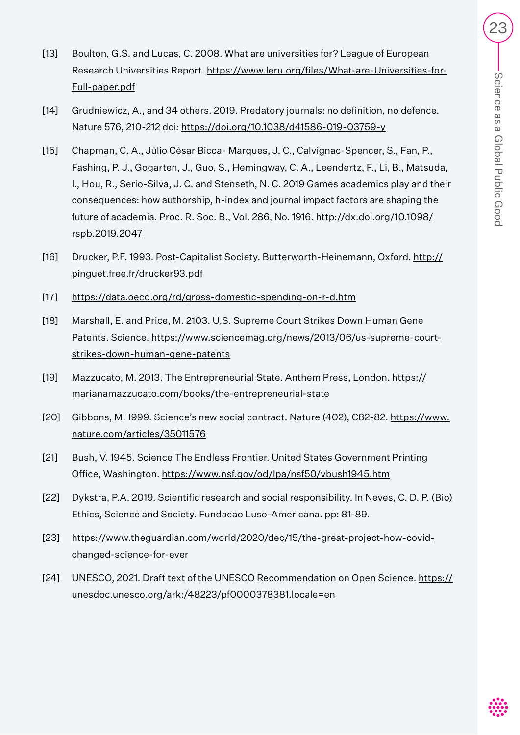[13] Boulton, G.S. and Lucas, C. 2008. What are universities for? League of European Research Universities Report. https://www.leru.org/files/What-are-Universities-for-Full-paper.pdf

[14] Grudniewicz, A., and 34 others. 2019. Predatory journals: no definition, no defence. Nature 576, 210-212 doi: https://doi.org/10.1038/d41586-019-03759-y

[15] Chapman, C. A., Júlio César Bicca- Marques, J. C., Calvignac-Spencer, S., Fan, P., Fashing, P. J., Gogarten, J., Guo, S., Hemingway, C. A., Leendertz, F., Li, B., Matsuda, I., Hou, R., Serio-Silva, J. C. and Stenseth, N. C. 2019 Games academics play and their consequences: how authorship, h-index and journal impact factors are shaping the future of academia. Proc. R. Soc. B., Vol. 286, No. 1916. http://dx.doi.org/10.1098/rspb.2019.2047

[16] Drucker, P.F. 1993. Post-Capitalist Society. Butterworth-Heinemann, Oxford. http://pinguet.free.fr/drucker93.pdf

[17] https://data.oecd.org/rd/gross-domestic-spending-on-r-d.htm

[18] Marshall, E. and Price, M. 2103. U.S. Supreme Court Strikes Down Human Gene Patents. Science. https://www.sciencemag.org/news/2013/06/us-supreme-court-strikes-down-human-gene-patents

[19] Mazzucato, M. 2013. The Entrepreneurial State. Anthem Press, London. https://marianamazzucato.com/books/the-entrepreneurial-state

[20] Gibbons, M. 1999. Science's new social contract. Nature (402), C82-82. https://www.nature.com/articles/35011576

[21] Bush, V. 1945. Science The Endless Frontier. United States Government Printing Office, Washington. https://www.nsf.gov/od/lpa/nsf50/vbush1945.htm

[22] Dykstra, P.A. 2019. Scientific research and social responsibility. In Neves, C. D. P. (Bio) Ethics, Science and Society. Fundacao Luso-Americana. pp: 81-89.

[23] https://www.theguardian.com/world/2020/dec/15/the-great-project-how-covid-changed-science-for-ever

[24] UNESCO, 2021. Draft text of the UNESCO Recommendation on Open Science. https://unesdoc.unesco.org/ark:/48223/pf0000378381.locale=en